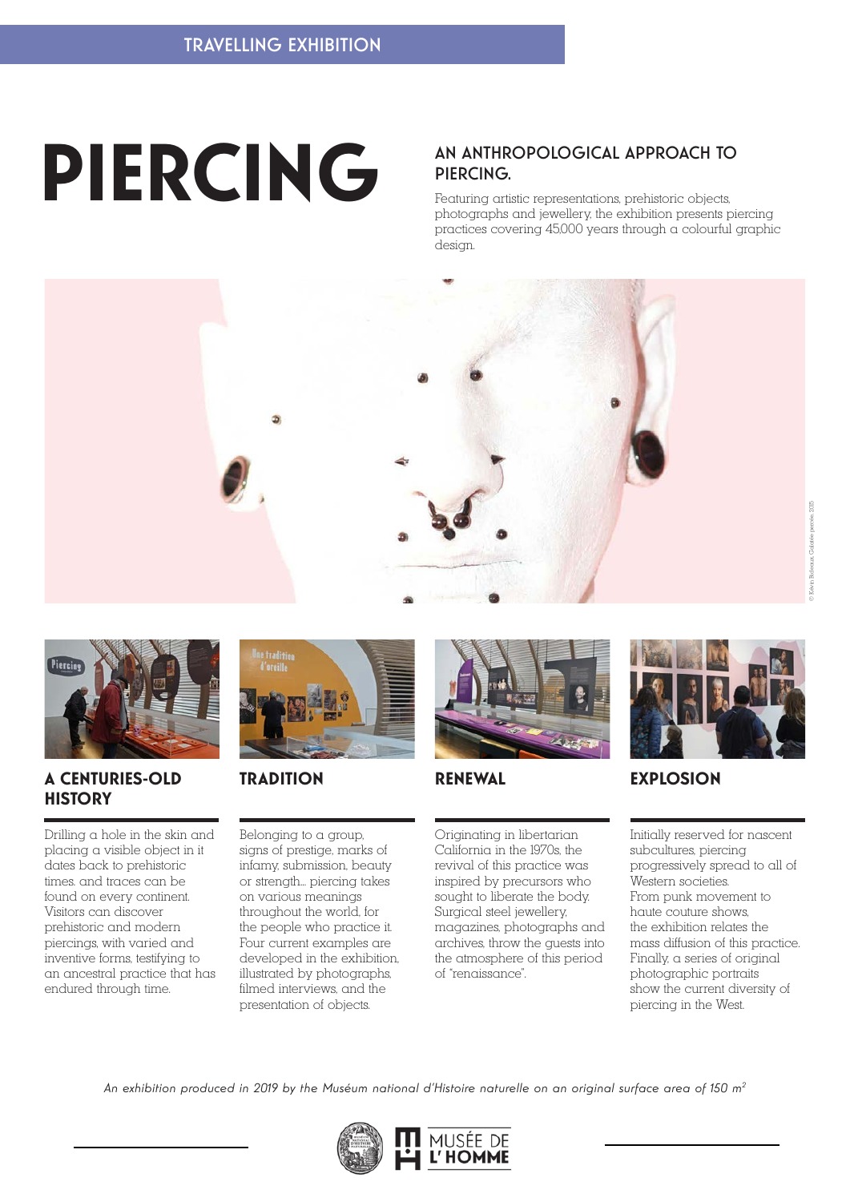TRAVELLING EXHIBITION

# PIERCING

## AN ANTHROPOLOGICAL APPROACH TO PIERCING.

Featuring artistic representations, prehistoric objects, photographs and jewellery, the exhibition presents piercing practices covering 45,000 years through a colourful graphic design.

© Kévin Bideaux, Galaxie percée, 2015

### A CENTURIES-OLD HISTORY

Drilling a hole in the skin and placing a visible object in it dates back to prehistoric times, and traces can be found on every continent. Visitors can discover prehistoric and modern piercings, with varied and inventive forms, testifying to an ancestral practice that has endured through time.

### TRADITION

Belonging to a group, signs of prestige, marks of infamy, submission, beauty or strength... piercing takes on various meanings throughout the world, for the people who practice it. Four current examples are developed in the exhibition, illustrated by photographs, filmed interviews, and the presentation of objects.

### RENEWAL

Originating in libertarian California in the 1970s, the revival of this practice was inspired by precursors who sought to liberate the body. Surgical steel jewellery, magazines, photographs and archives, throw the guests into the atmosphere of this period of "renaissance".

### EXPLOSION

Initially reserved for nascent subcultures, piercing progressively spread to all of Western societies. From punk movement to haute couture shows, the exhibition relates the mass diffusion of this practice. Finally, a series of original photographic portraits show the current diversity of piercing in the West.

*An exhibition produced in 2019 by the Muséum national d'Histoire naturelle on an original surface area of 150 m²*

MUSÉE DE L'HOMME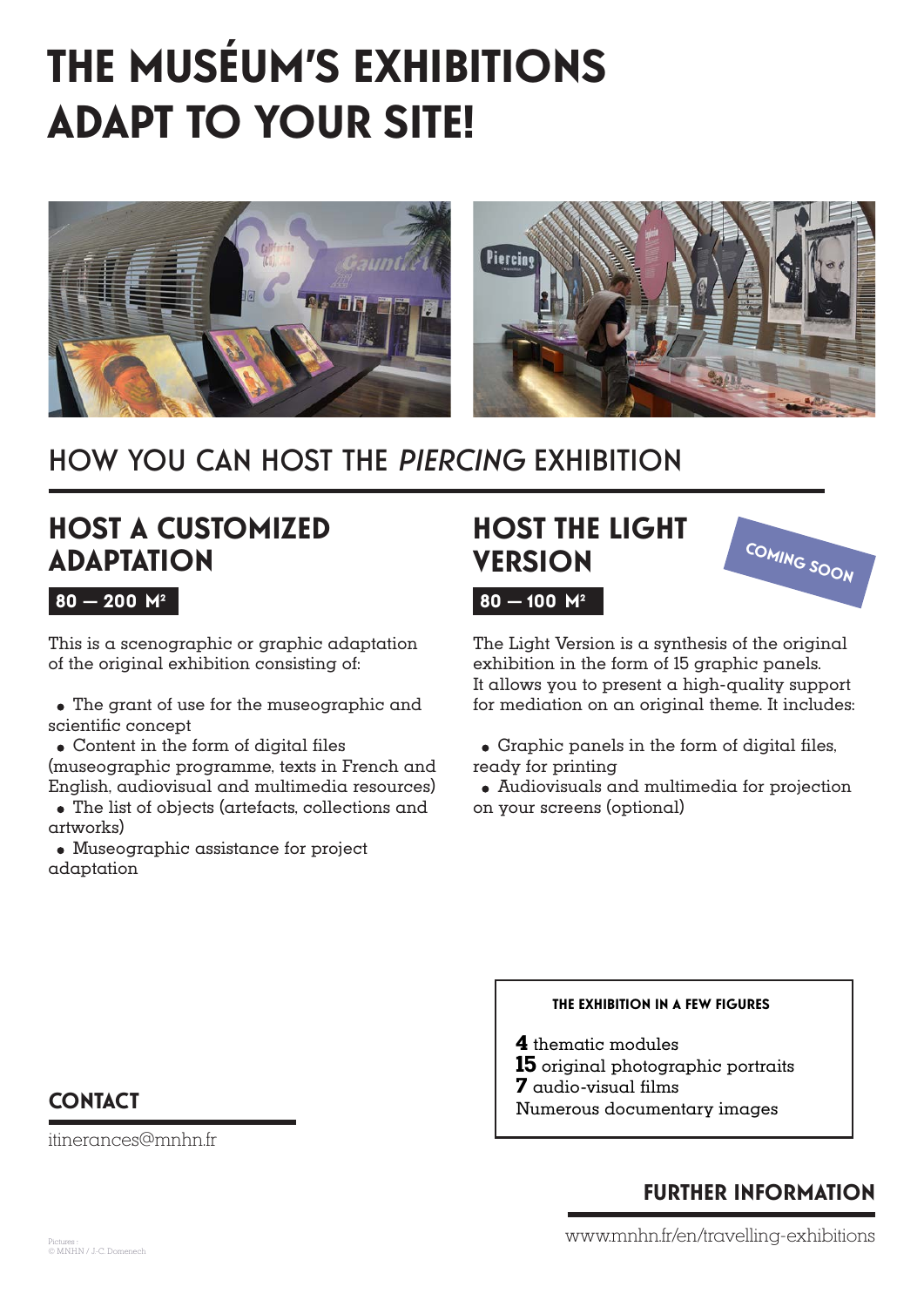# THE MUSÉUM'S EXHIBITIONS ADAPT TO YOUR SITE!

## HOW YOU CAN HOST THE *PIERCING* EXHIBITION

### HOST A CUSTOMIZED ADAPTATION

**80 — 200 M²**

This is a scenographic or graphic adaptation of the original exhibition consisting of:

- The grant of use for the museographic and scientific concept
- Content in the form of digital files (museographic programme, texts in French and English, audiovisual and multimedia resources)
- The list of objects (artefacts, collections and artworks)
- Museographic assistance for project adaptation

### HOST THE LIGHT VERSION

COMING SOON

**80 — 100 M²**

The Light Version is a synthesis of the original exhibition in the form of 15 graphic panels. It allows you to present a high-quality support for mediation on an original theme. It includes:

- Graphic panels in the form of digital files, ready for printing
- Audiovisuals and multimedia for projection on your screens (optional)

**THE EXHIBITION IN A FEW FIGURES**

**4** thematic modules
**15** original photographic portraits
**7** audio-visual films
Numerous documentary images

### CONTACT

itinerances@mnhn.fr

### FURTHER INFORMATION

www.mnhn.fr/en/travelling-exhibitions

Pictures :
© MNHN / J.-C. Domenech